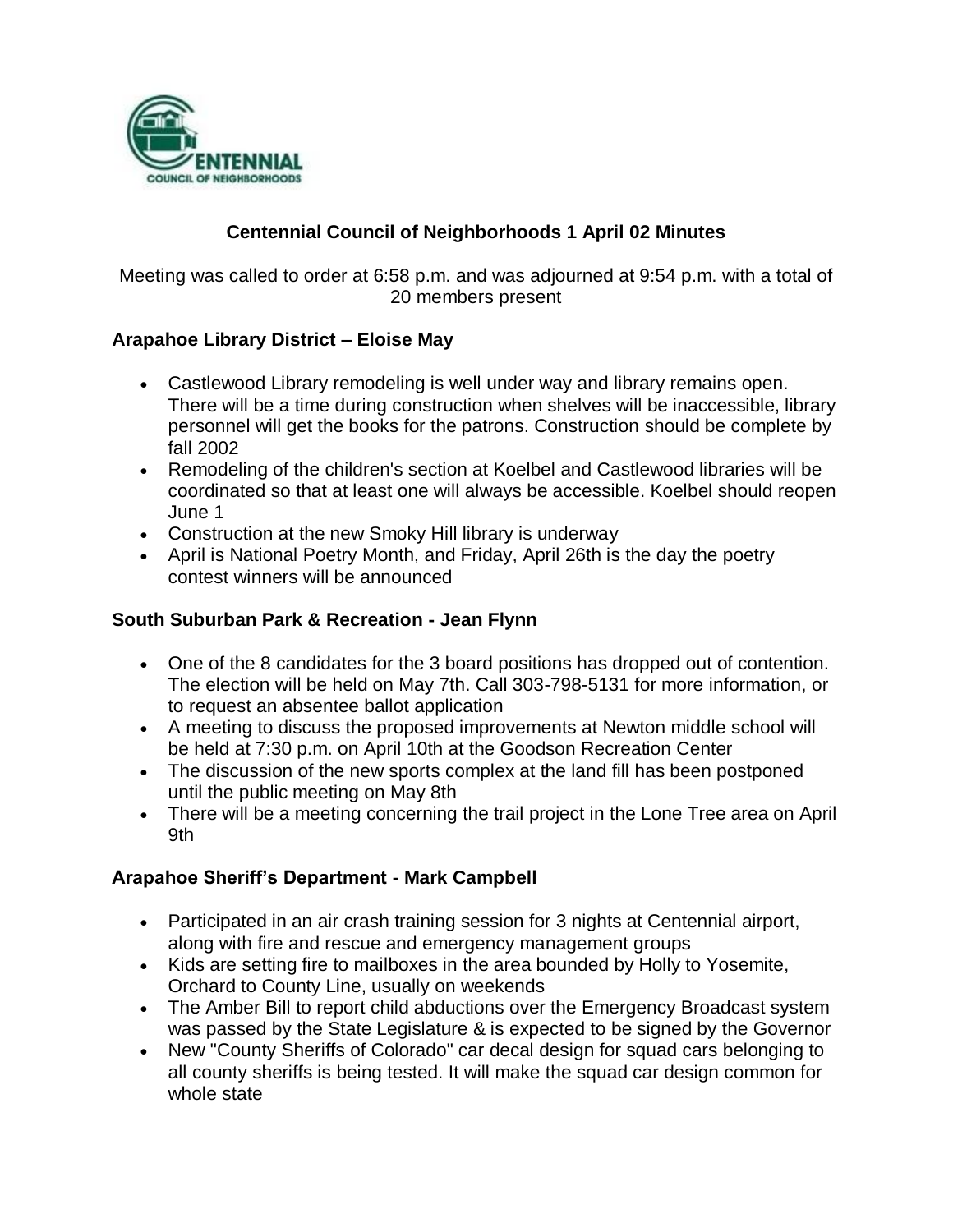# Centennial Council of Neighborhoods 1 April 02 Minutes

Meeting was called to order at 6:58 p.m. and was adjourned at 9:54 p.m. with a total of 20 members present

## Arapahoe Library District – Eloise May

- Castlewood Library remodeling is well under way and library remains open. There will be a time during construction when shelves will be inaccessible, library personnel will get the books for the patrons. Construction should be complete by fall 2002
- Remodeling of the children's section at Koelbel and Castlewood libraries will be coordinated so that at least one will always be accessible. Koelbel should reopen June 1
- Construction at the new Smoky Hill library is underway
- April is National Poetry Month, and Friday, April 26th is the day the poetry contest winners will be announced

## South Suburban Park & Recreation - Jean Flynn

- One of the 8 candidates for the 3 board positions has dropped out of contention. The election will be held on May 7th. Call 303-798-5131 for more information, or to request an absentee ballot application
- A meeting to discuss the proposed improvements at Newton middle school will be held at 7:30 p.m. on April 10th at the Goodson Recreation Center
- The discussion of the new sports complex at the land fill has been postponed until the public meeting on May 8th
- There will be a meeting concerning the trail project in the Lone Tree area on April 9th

## Arapahoe Sheriff's Department - Mark Campbell

- Participated in an air crash training session for 3 nights at Centennial airport, along with fire and rescue and emergency management groups
- Kids are setting fire to mailboxes in the area bounded by Holly to Yosemite, Orchard to County Line, usually on weekends
- The Amber Bill to report child abductions over the Emergency Broadcast system was passed by the State Legislature & is expected to be signed by the Governor
- New "County Sheriffs of Colorado" car decal design for squad cars belonging to all county sheriffs is being tested. It will make the squad car design common for whole state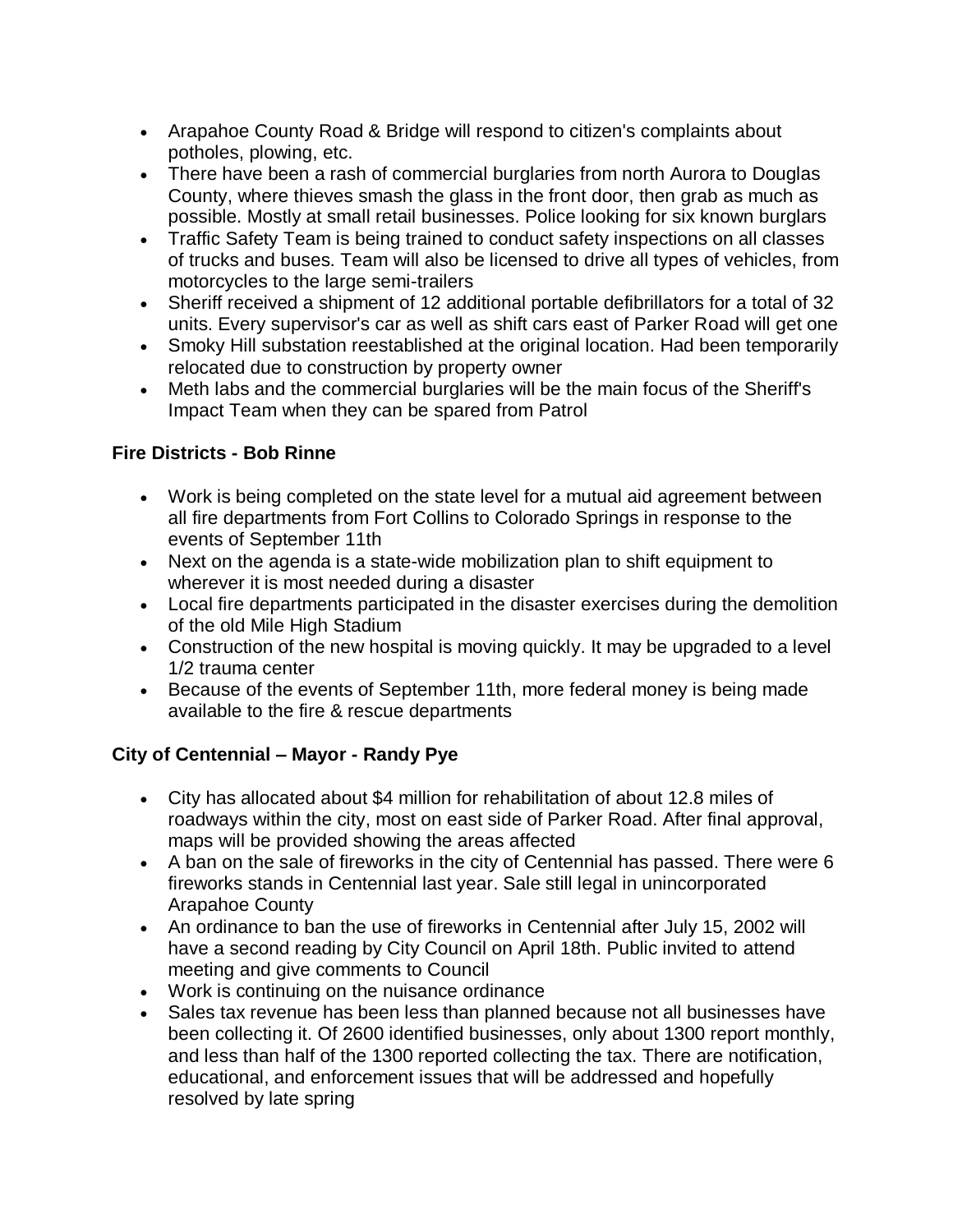- Arapahoe County Road & Bridge will respond to citizen's complaints about potholes, plowing, etc.
- There have been a rash of commercial burglaries from north Aurora to Douglas County, where thieves smash the glass in the front door, then grab as much as possible. Mostly at small retail businesses. Police looking for six known burglars
- Traffic Safety Team is being trained to conduct safety inspections on all classes of trucks and buses. Team will also be licensed to drive all types of vehicles, from motorcycles to the large semi-trailers
- Sheriff received a shipment of 12 additional portable defibrillators for a total of 32 units. Every supervisor's car as well as shift cars east of Parker Road will get one
- Smoky Hill substation reestablished at the original location. Had been temporarily relocated due to construction by property owner
- Meth labs and the commercial burglaries will be the main focus of the Sheriff's Impact Team when they can be spared from Patrol

**Fire Districts - Bob Rinne**

- Work is being completed on the state level for a mutual aid agreement between all fire departments from Fort Collins to Colorado Springs in response to the events of September 11th
- Next on the agenda is a state-wide mobilization plan to shift equipment to wherever it is most needed during a disaster
- Local fire departments participated in the disaster exercises during the demolition of the old Mile High Stadium
- Construction of the new hospital is moving quickly. It may be upgraded to a level 1/2 trauma center
- Because of the events of September 11th, more federal money is being made available to the fire & rescue departments

**City of Centennial – Mayor - Randy Pye**

- City has allocated about $4 million for rehabilitation of about 12.8 miles of roadways within the city, most on east side of Parker Road. After final approval, maps will be provided showing the areas affected
- A ban on the sale of fireworks in the city of Centennial has passed. There were 6 fireworks stands in Centennial last year. Sale still legal in unincorporated Arapahoe County
- An ordinance to ban the use of fireworks in Centennial after July 15, 2002 will have a second reading by City Council on April 18th. Public invited to attend meeting and give comments to Council
- Work is continuing on the nuisance ordinance
- Sales tax revenue has been less than planned because not all businesses have been collecting it. Of 2600 identified businesses, only about 1300 report monthly, and less than half of the 1300 reported collecting the tax. There are notification, educational, and enforcement issues that will be addressed and hopefully resolved by late spring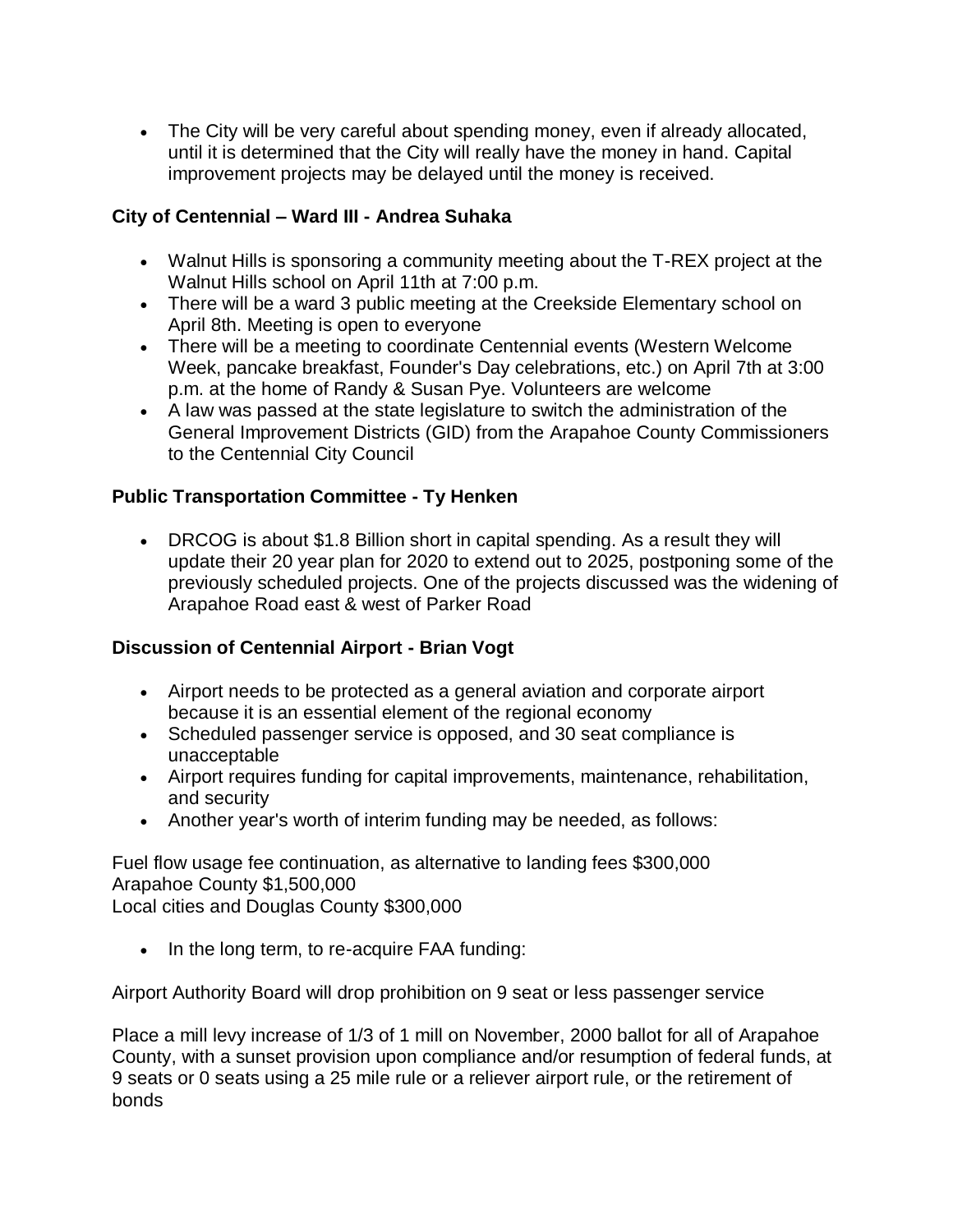- The City will be very careful about spending money, even if already allocated, until it is determined that the City will really have the money in hand. Capital improvement projects may be delayed until the money is received.

**City of Centennial – Ward III - Andrea Suhaka**

- Walnut Hills is sponsoring a community meeting about the T-REX project at the Walnut Hills school on April 11th at 7:00 p.m.
- There will be a ward 3 public meeting at the Creekside Elementary school on April 8th. Meeting is open to everyone
- There will be a meeting to coordinate Centennial events (Western Welcome Week, pancake breakfast, Founder's Day celebrations, etc.) on April 7th at 3:00 p.m. at the home of Randy & Susan Pye. Volunteers are welcome
- A law was passed at the state legislature to switch the administration of the General Improvement Districts (GID) from the Arapahoe County Commissioners to the Centennial City Council

**Public Transportation Committee - Ty Henken**

- DRCOG is about $1.8 Billion short in capital spending. As a result they will update their 20 year plan for 2020 to extend out to 2025, postponing some of the previously scheduled projects. One of the projects discussed was the widening of Arapahoe Road east & west of Parker Road

**Discussion of Centennial Airport - Brian Vogt**

- Airport needs to be protected as a general aviation and corporate airport because it is an essential element of the regional economy
- Scheduled passenger service is opposed, and 30 seat compliance is unacceptable
- Airport requires funding for capital improvements, maintenance, rehabilitation, and security
- Another year's worth of interim funding may be needed, as follows:

Fuel flow usage fee continuation, as alternative to landing fees $300,000
Arapahoe County $1,500,000
Local cities and Douglas County $300,000

- In the long term, to re-acquire FAA funding:

Airport Authority Board will drop prohibition on 9 seat or less passenger service

Place a mill levy increase of 1/3 of 1 mill on November, 2000 ballot for all of Arapahoe County, with a sunset provision upon compliance and/or resumption of federal funds, at 9 seats or 0 seats using a 25 mile rule or a reliever airport rule, or the retirement of bonds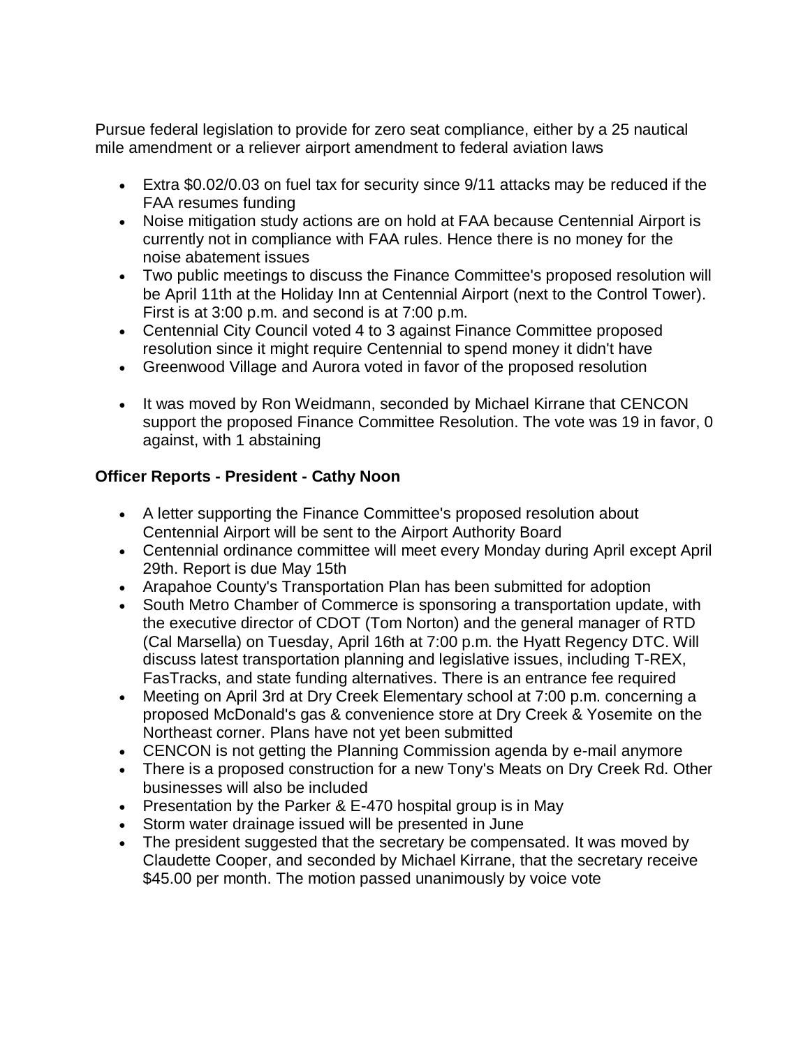Pursue federal legislation to provide for zero seat compliance, either by a 25 nautical mile amendment or a reliever airport amendment to federal aviation laws

- Extra $0.02/0.03 on fuel tax for security since 9/11 attacks may be reduced if the FAA resumes funding
- Noise mitigation study actions are on hold at FAA because Centennial Airport is currently not in compliance with FAA rules. Hence there is no money for the noise abatement issues
- Two public meetings to discuss the Finance Committee's proposed resolution will be April 11th at the Holiday Inn at Centennial Airport (next to the Control Tower). First is at 3:00 p.m. and second is at 7:00 p.m.
- Centennial City Council voted 4 to 3 against Finance Committee proposed resolution since it might require Centennial to spend money it didn't have
- Greenwood Village and Aurora voted in favor of the proposed resolution

- It was moved by Ron Weidmann, seconded by Michael Kirrane that CENCON support the proposed Finance Committee Resolution. The vote was 19 in favor, 0 against, with 1 abstaining

**Officer Reports - President - Cathy Noon**

- A letter supporting the Finance Committee's proposed resolution about Centennial Airport will be sent to the Airport Authority Board
- Centennial ordinance committee will meet every Monday during April except April 29th. Report is due May 15th
- Arapahoe County's Transportation Plan has been submitted for adoption
- South Metro Chamber of Commerce is sponsoring a transportation update, with the executive director of CDOT (Tom Norton) and the general manager of RTD (Cal Marsella) on Tuesday, April 16th at 7:00 p.m. the Hyatt Regency DTC. Will discuss latest transportation planning and legislative issues, including T-REX, FasTracks, and state funding alternatives. There is an entrance fee required
- Meeting on April 3rd at Dry Creek Elementary school at 7:00 p.m. concerning a proposed McDonald's gas & convenience store at Dry Creek & Yosemite on the Northeast corner. Plans have not yet been submitted
- CENCON is not getting the Planning Commission agenda by e-mail anymore
- There is a proposed construction for a new Tony's Meats on Dry Creek Rd. Other businesses will also be included
- Presentation by the Parker & E-470 hospital group is in May
- Storm water drainage issued will be presented in June
- The president suggested that the secretary be compensated. It was moved by Claudette Cooper, and seconded by Michael Kirrane, that the secretary receive $45.00 per month. The motion passed unanimously by voice vote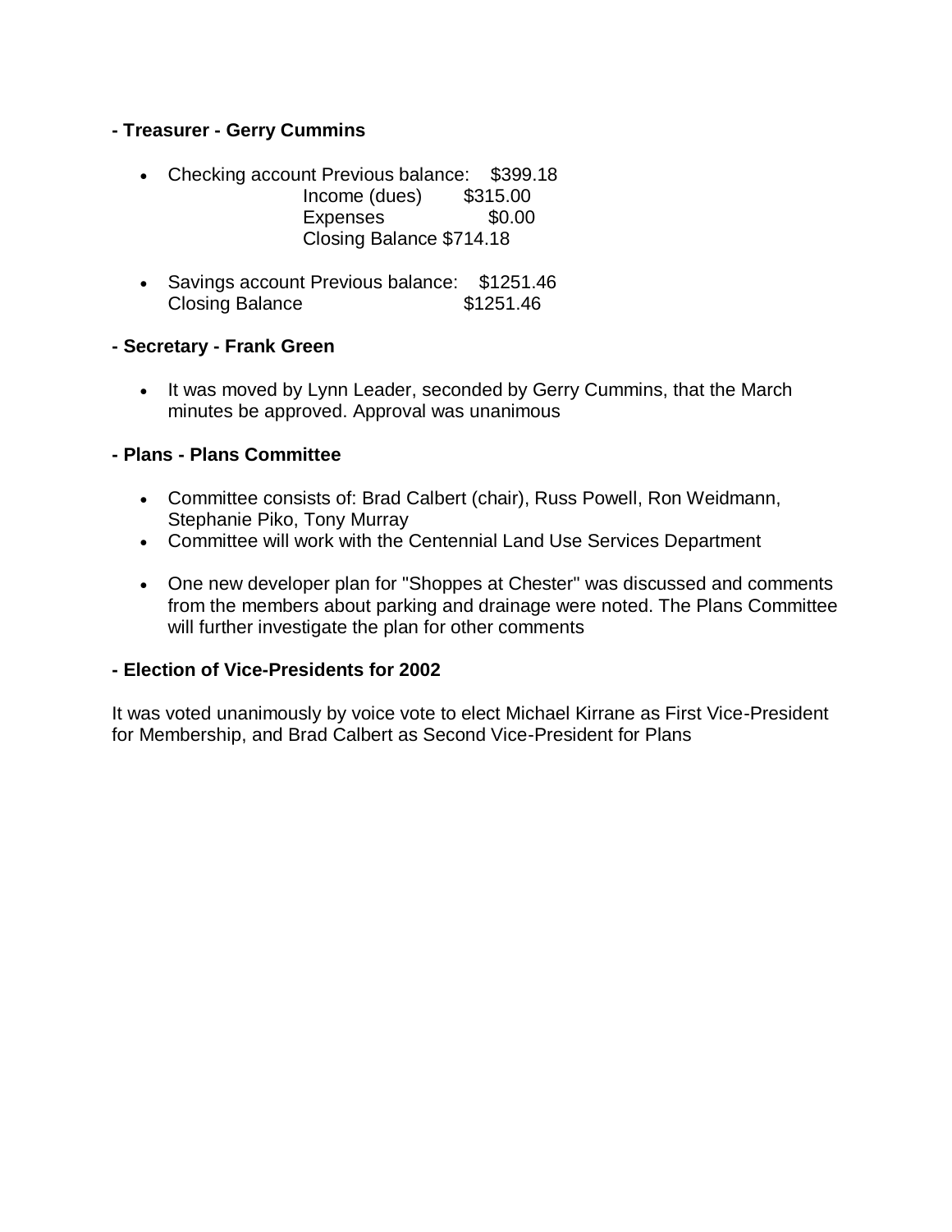**- Treasurer - Gerry Cummins**

- Checking account Previous balance: $399.18
  Income (dues) $315.00
  Expenses $0.00
  Closing Balance $714.18

- Savings account Previous balance: $1251.46
  Closing Balance $1251.46

**- Secretary - Frank Green**

- It was moved by Lynn Leader, seconded by Gerry Cummins, that the March minutes be approved. Approval was unanimous

**- Plans - Plans Committee**

- Committee consists of: Brad Calbert (chair), Russ Powell, Ron Weidmann, Stephanie Piko, Tony Murray
- Committee will work with the Centennial Land Use Services Department
- One new developer plan for "Shoppes at Chester" was discussed and comments from the members about parking and drainage were noted. The Plans Committee will further investigate the plan for other comments

**- Election of Vice-Presidents for 2002**

It was voted unanimously by voice vote to elect Michael Kirrane as First Vice-President for Membership, and Brad Calbert as Second Vice-President for Plans